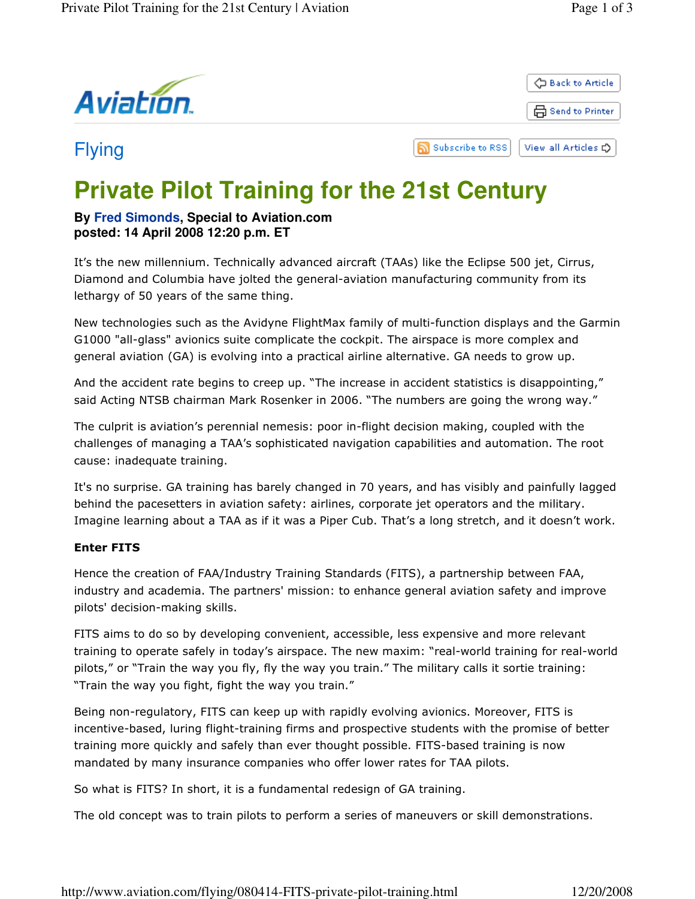Aviation

Back to Article

Send to Printer

## Flying

Subscribe to RSS | View all Articles

# Private Pilot Training for the 21st Century

**By Fred Simonds, Special to Aviation.com**
**posted: 14 April 2008 12:20 p.m. ET**

It's the new millennium. Technically advanced aircraft (TAAs) like the Eclipse 500 jet, Cirrus, Diamond and Columbia have jolted the general-aviation manufacturing community from its lethargy of 50 years of the same thing.

New technologies such as the Avidyne FlightMax family of multi-function displays and the Garmin G1000 "all-glass" avionics suite complicate the cockpit. The airspace is more complex and general aviation (GA) is evolving into a practical airline alternative. GA needs to grow up.

And the accident rate begins to creep up. "The increase in accident statistics is disappointing," said Acting NTSB chairman Mark Rosenker in 2006. "The numbers are going the wrong way."

The culprit is aviation's perennial nemesis: poor in-flight decision making, coupled with the challenges of managing a TAA's sophisticated navigation capabilities and automation. The root cause: inadequate training.

It's no surprise. GA training has barely changed in 70 years, and has visibly and painfully lagged behind the pacesetters in aviation safety: airlines, corporate jet operators and the military. Imagine learning about a TAA as if it was a Piper Cub. That's a long stretch, and it doesn't work.

**Enter FITS**

Hence the creation of FAA/Industry Training Standards (FITS), a partnership between FAA, industry and academia. The partners' mission: to enhance general aviation safety and improve pilots' decision-making skills.

FITS aims to do so by developing convenient, accessible, less expensive and more relevant training to operate safely in today's airspace. The new maxim: "real-world training for real-world pilots," or "Train the way you fly, fly the way you train." The military calls it sortie training: "Train the way you fight, fight the way you train."

Being non-regulatory, FITS can keep up with rapidly evolving avionics. Moreover, FITS is incentive-based, luring flight-training firms and prospective students with the promise of better training more quickly and safely than ever thought possible. FITS-based training is now mandated by many insurance companies who offer lower rates for TAA pilots.

So what is FITS? In short, it is a fundamental redesign of GA training.

The old concept was to train pilots to perform a series of maneuvers or skill demonstrations.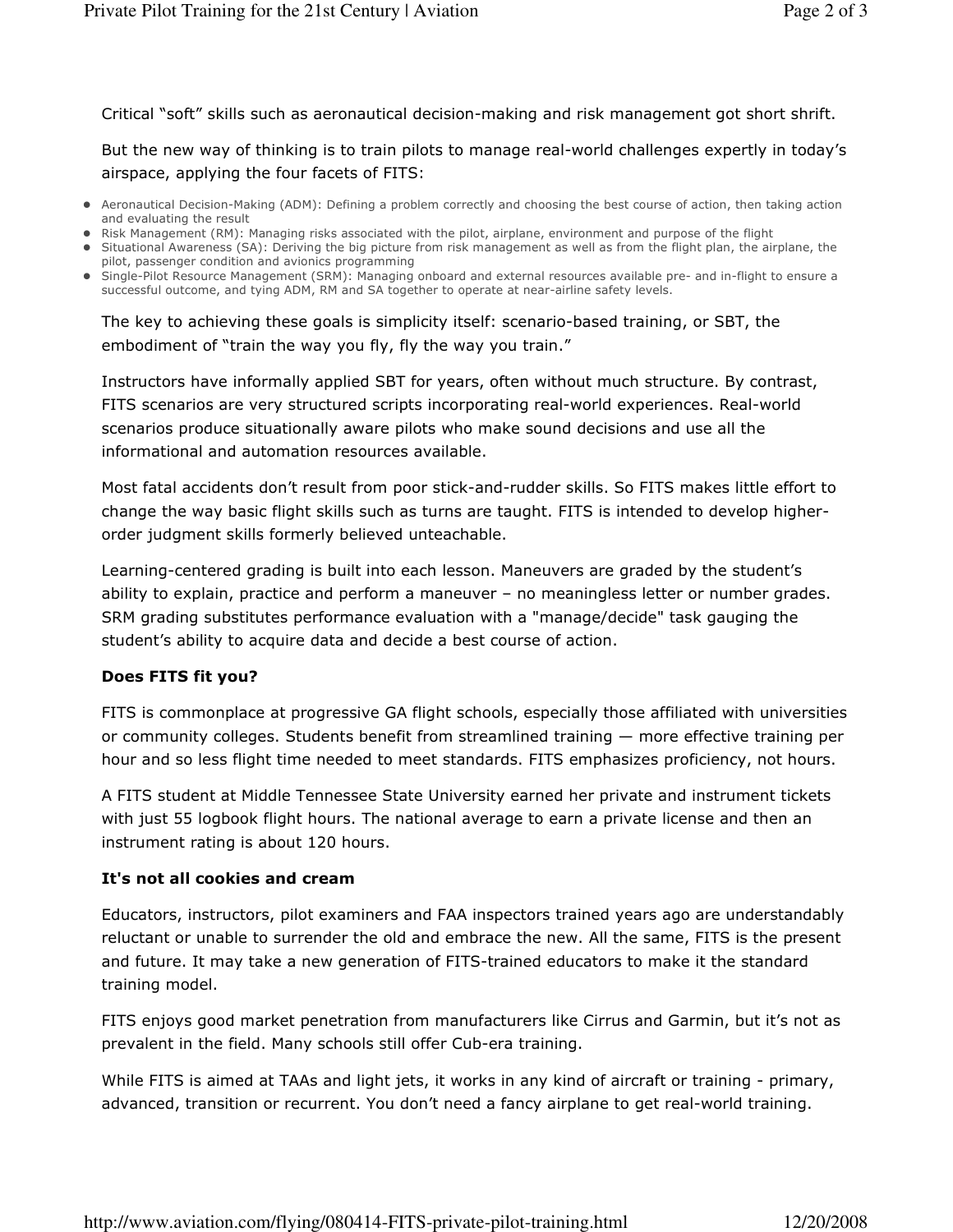Critical "soft" skills such as aeronautical decision-making and risk management got short shrift.

But the new way of thinking is to train pilots to manage real-world challenges expertly in today's airspace, applying the four facets of FITS:

- Aeronautical Decision-Making (ADM): Defining a problem correctly and choosing the best course of action, then taking action and evaluating the result
- Risk Management (RM): Managing risks associated with the pilot, airplane, environment and purpose of the flight
- Situational Awareness (SA): Deriving the big picture from risk management as well as from the flight plan, the airplane, the pilot, passenger condition and avionics programming
- Single-Pilot Resource Management (SRM): Managing onboard and external resources available pre- and in-flight to ensure a successful outcome, and tying ADM, RM and SA together to operate at near-airline safety levels.

The key to achieving these goals is simplicity itself: scenario-based training, or SBT, the embodiment of "train the way you fly, fly the way you train."

Instructors have informally applied SBT for years, often without much structure. By contrast, FITS scenarios are very structured scripts incorporating real-world experiences. Real-world scenarios produce situationally aware pilots who make sound decisions and use all the informational and automation resources available.

Most fatal accidents don't result from poor stick-and-rudder skills. So FITS makes little effort to change the way basic flight skills such as turns are taught. FITS is intended to develop higher-order judgment skills formerly believed unteachable.

Learning-centered grading is built into each lesson. Maneuvers are graded by the student's ability to explain, practice and perform a maneuver – no meaningless letter or number grades. SRM grading substitutes performance evaluation with a "manage/decide" task gauging the student's ability to acquire data and decide a best course of action.

**Does FITS fit you?**

FITS is commonplace at progressive GA flight schools, especially those affiliated with universities or community colleges. Students benefit from streamlined training — more effective training per hour and so less flight time needed to meet standards. FITS emphasizes proficiency, not hours.

A FITS student at Middle Tennessee State University earned her private and instrument tickets with just 55 logbook flight hours. The national average to earn a private license and then an instrument rating is about 120 hours.

**It's not all cookies and cream**

Educators, instructors, pilot examiners and FAA inspectors trained years ago are understandably reluctant or unable to surrender the old and embrace the new. All the same, FITS is the present and future. It may take a new generation of FITS-trained educators to make it the standard training model.

FITS enjoys good market penetration from manufacturers like Cirrus and Garmin, but it's not as prevalent in the field. Many schools still offer Cub-era training.

While FITS is aimed at TAAs and light jets, it works in any kind of aircraft or training - primary, advanced, transition or recurrent. You don't need a fancy airplane to get real-world training.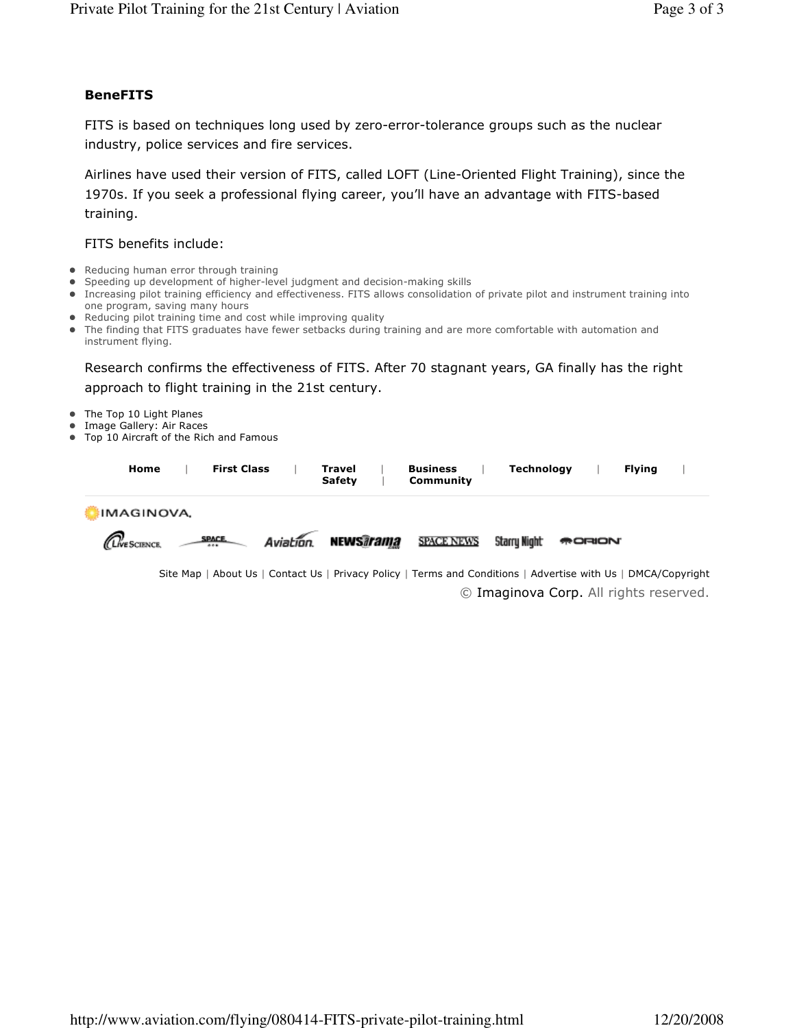## BeneFITS

FITS is based on techniques long used by zero-error-tolerance groups such as the nuclear industry, police services and fire services.

Airlines have used their version of FITS, called LOFT (Line-Oriented Flight Training), since the 1970s. If you seek a professional flying career, you'll have an advantage with FITS-based training.

FITS benefits include:

- Reducing human error through training
- Speeding up development of higher-level judgment and decision-making skills
- Increasing pilot training efficiency and effectiveness. FITS allows consolidation of private pilot and instrument training into one program, saving many hours
- Reducing pilot training time and cost while improving quality
- The finding that FITS graduates have fewer setbacks during training and are more comfortable with automation and instrument flying.

Research confirms the effectiveness of FITS. After 70 stagnant years, GA finally has the right approach to flight training in the 21st century.

- The Top 10 Light Planes
- Image Gallery: Air Races
- Top 10 Aircraft of the Rich and Famous

**Home** | **First Class** | **Travel Safety** | **Business Community** | **Technology** | **Flying** |

IMAGINOVA

LiveScience SPACE Aviation NEWSarama SPACE NEWS Starry Night ORION

Site Map | About Us | Contact Us | Privacy Policy | Terms and Conditions | Advertise with Us | DMCA/Copyright

© Imaginova Corp. All rights reserved.